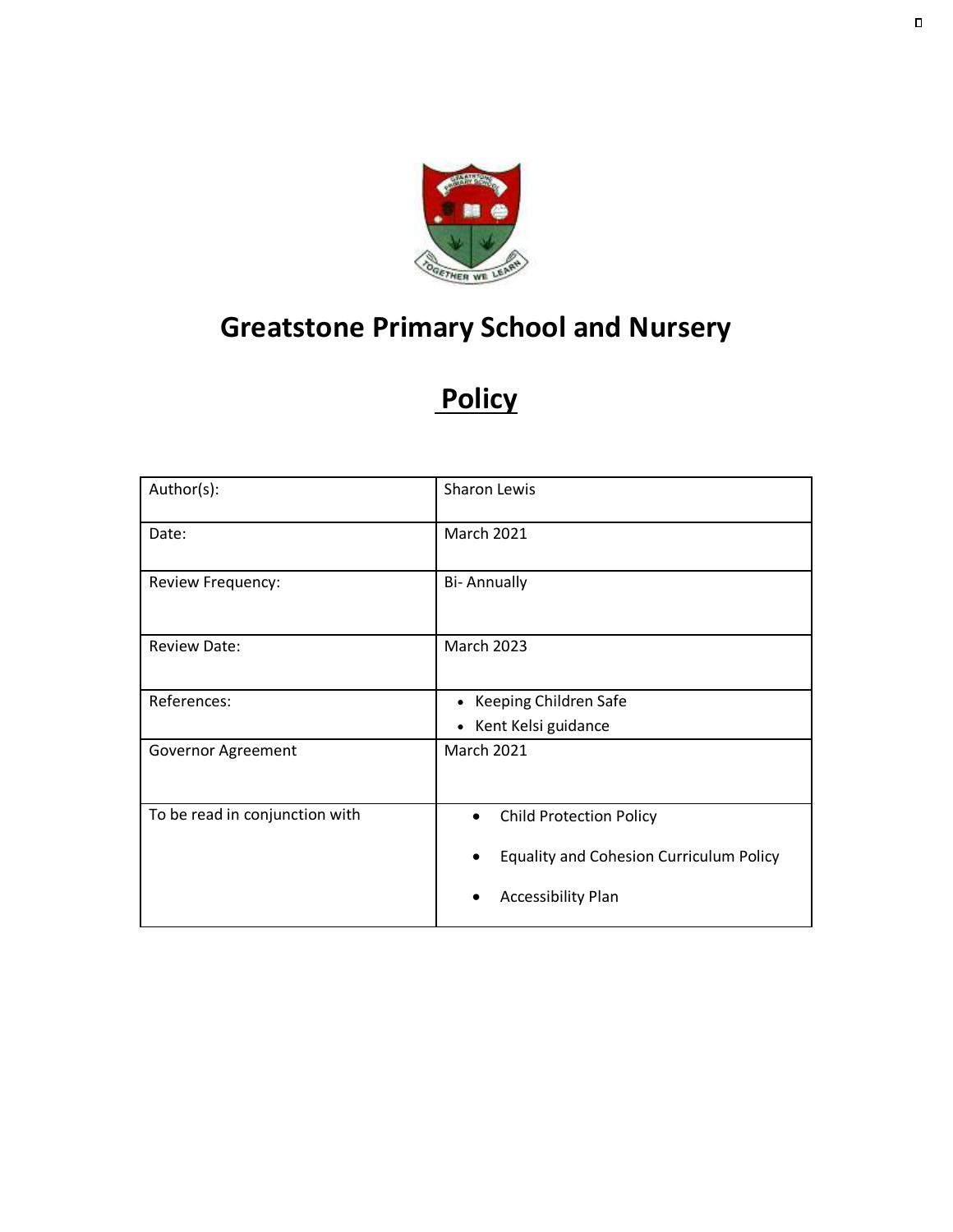# Greatstone Primary School and Nursery

## Policy

| Author(s): | Sharon Lewis |
| --- | --- |
| Date: | March 2021 |
| Review Frequency: | Bi- Annually |
| Review Date: | March 2023 |
| References: | • Keeping Children Safe<br>• Kent Kelsi guidance |
| Governor Agreement | March 2021 |
| To be read in conjunction with | • Child Protection Policy<br>• Equality and Cohesion Curriculum Policy<br>• Accessibility Plan |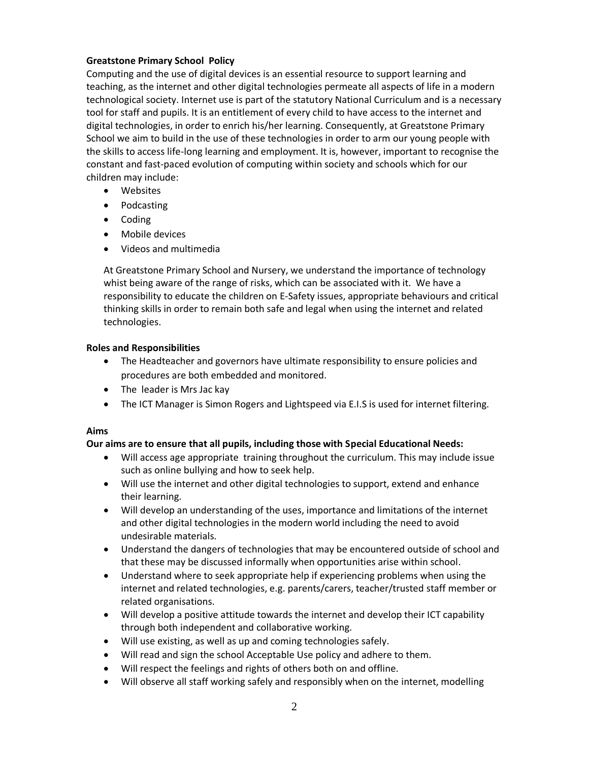**Greatstone Primary School  Policy**

Computing and the use of digital devices is an essential resource to support learning and teaching, as the internet and other digital technologies permeate all aspects of life in a modern technological society. Internet use is part of the statutory National Curriculum and is a necessary tool for staff and pupils. It is an entitlement of every child to have access to the internet and digital technologies, in order to enrich his/her learning. Consequently, at Greatstone Primary School we aim to build in the use of these technologies in order to arm our young people with the skills to access life-long learning and employment. It is, however, important to recognise the constant and fast-paced evolution of computing within society and schools which for our children may include:

- Websites
- Podcasting
- Coding
- Mobile devices
- Videos and multimedia

At Greatstone Primary School and Nursery, we understand the importance of technology whist being aware of the range of risks, which can be associated with it.  We have a responsibility to educate the children on E-Safety issues, appropriate behaviours and critical thinking skills in order to remain both safe and legal when using the internet and related technologies.

**Roles and Responsibilities**

- The Headteacher and governors have ultimate responsibility to ensure policies and procedures are both embedded and monitored.
- The  leader is Mrs Jac kay
- The ICT Manager is Simon Rogers and Lightspeed via E.I.S is used for internet filtering.

**Aims**

**Our aims are to ensure that all pupils, including those with Special Educational Needs:**

- Will access age appropriate  training throughout the curriculum. This may include issue such as online bullying and how to seek help.
- Will use the internet and other digital technologies to support, extend and enhance their learning.
- Will develop an understanding of the uses, importance and limitations of the internet and other digital technologies in the modern world including the need to avoid undesirable materials.
- Understand the dangers of technologies that may be encountered outside of school and that these may be discussed informally when opportunities arise within school.
- Understand where to seek appropriate help if experiencing problems when using the internet and related technologies, e.g. parents/carers, teacher/trusted staff member or related organisations.
- Will develop a positive attitude towards the internet and develop their ICT capability through both independent and collaborative working.
- Will use existing, as well as up and coming technologies safely.
- Will read and sign the school Acceptable Use policy and adhere to them.
- Will respect the feelings and rights of others both on and offline.
- Will observe all staff working safely and responsibly when on the internet, modelling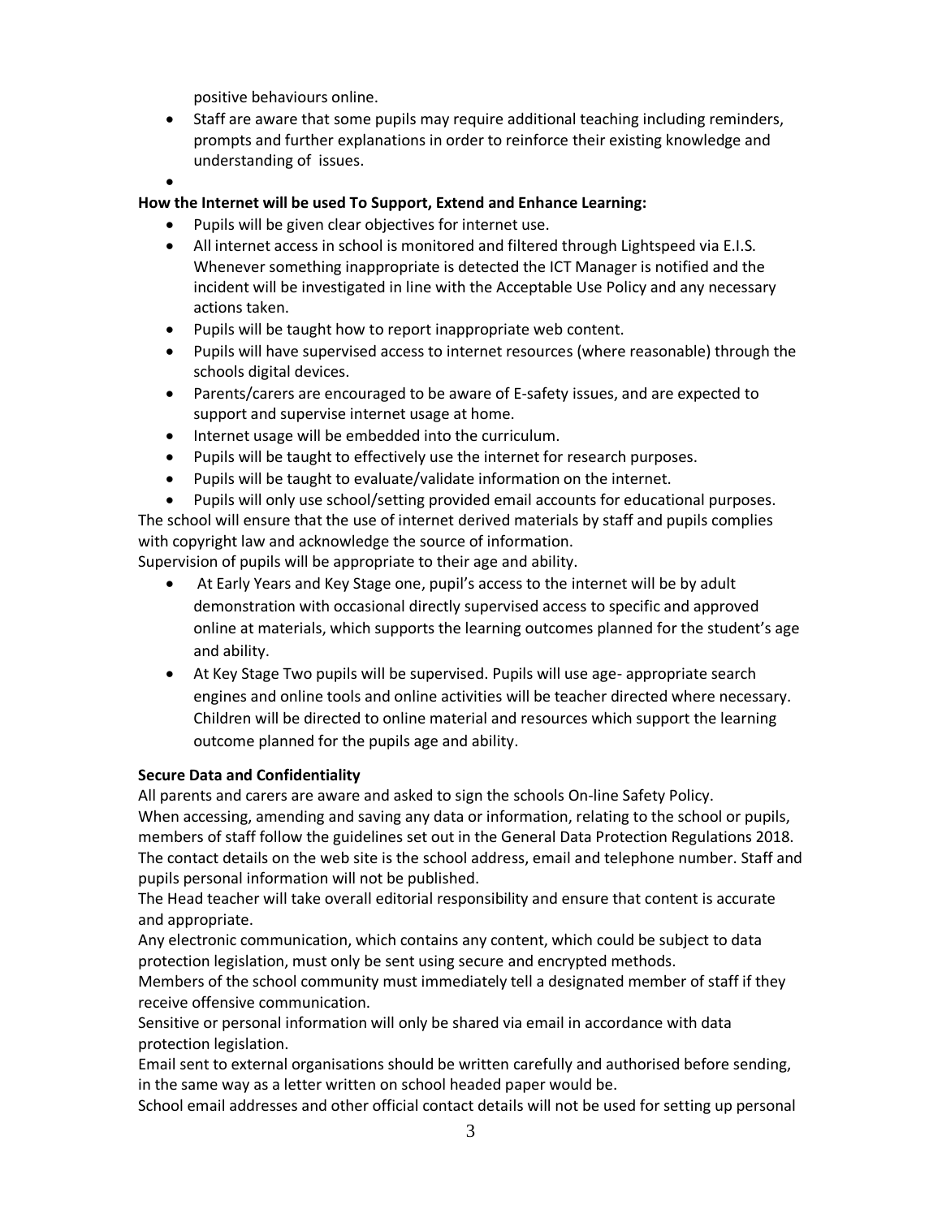positive behaviours online.

- Staff are aware that some pupils may require additional teaching including reminders, prompts and further explanations in order to reinforce their existing knowledge and understanding of issues.
- 

**How the Internet will be used To Support, Extend and Enhance Learning:**

- Pupils will be given clear objectives for internet use.
- All internet access in school is monitored and filtered through Lightspeed via E.I.S. Whenever something inappropriate is detected the ICT Manager is notified and the incident will be investigated in line with the Acceptable Use Policy and any necessary actions taken.
- Pupils will be taught how to report inappropriate web content.
- Pupils will have supervised access to internet resources (where reasonable) through the schools digital devices.
- Parents/carers are encouraged to be aware of E-safety issues, and are expected to support and supervise internet usage at home.
- Internet usage will be embedded into the curriculum.
- Pupils will be taught to effectively use the internet for research purposes.
- Pupils will be taught to evaluate/validate information on the internet.
- Pupils will only use school/setting provided email accounts for educational purposes.

The school will ensure that the use of internet derived materials by staff and pupils complies with copyright law and acknowledge the source of information.

Supervision of pupils will be appropriate to their age and ability.

- At Early Years and Key Stage one, pupil's access to the internet will be by adult demonstration with occasional directly supervised access to specific and approved online at materials, which supports the learning outcomes planned for the student's age and ability.
- At Key Stage Two pupils will be supervised. Pupils will use age- appropriate search engines and online tools and online activities will be teacher directed where necessary. Children will be directed to online material and resources which support the learning outcome planned for the pupils age and ability.

**Secure Data and Confidentiality**

All parents and carers are aware and asked to sign the schools On-line Safety Policy.

When accessing, amending and saving any data or information, relating to the school or pupils, members of staff follow the guidelines set out in the General Data Protection Regulations 2018.

The contact details on the web site is the school address, email and telephone number. Staff and pupils personal information will not be published.

The Head teacher will take overall editorial responsibility and ensure that content is accurate and appropriate.

Any electronic communication, which contains any content, which could be subject to data protection legislation, must only be sent using secure and encrypted methods.

Members of the school community must immediately tell a designated member of staff if they receive offensive communication.

Sensitive or personal information will only be shared via email in accordance with data protection legislation.

Email sent to external organisations should be written carefully and authorised before sending, in the same way as a letter written on school headed paper would be.

School email addresses and other official contact details will not be used for setting up personal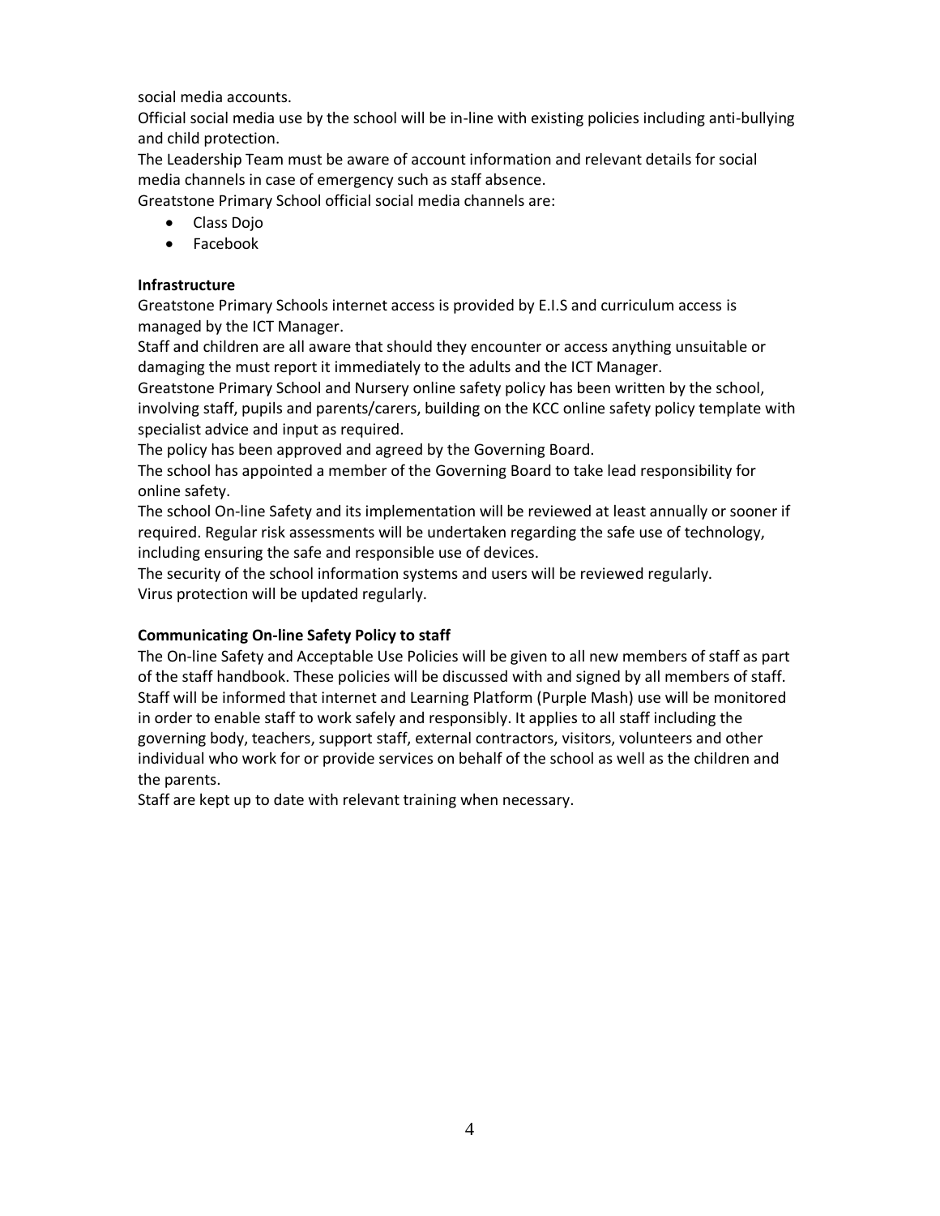social media accounts.

Official social media use by the school will be in-line with existing policies including anti-bullying and child protection.

The Leadership Team must be aware of account information and relevant details for social media channels in case of emergency such as staff absence.

Greatstone Primary School official social media channels are:

- Class Dojo
- Facebook

**Infrastructure**

Greatstone Primary Schools internet access is provided by E.I.S and curriculum access is managed by the ICT Manager.

Staff and children are all aware that should they encounter or access anything unsuitable or damaging the must report it immediately to the adults and the ICT Manager.

Greatstone Primary School and Nursery online safety policy has been written by the school, involving staff, pupils and parents/carers, building on the KCC online safety policy template with specialist advice and input as required.

The policy has been approved and agreed by the Governing Board.

The school has appointed a member of the Governing Board to take lead responsibility for online safety.

The school On-line Safety and its implementation will be reviewed at least annually or sooner if required. Regular risk assessments will be undertaken regarding the safe use of technology, including ensuring the safe and responsible use of devices.

The security of the school information systems and users will be reviewed regularly.

Virus protection will be updated regularly.

**Communicating On-line Safety Policy to staff**

The On-line Safety and Acceptable Use Policies will be given to all new members of staff as part of the staff handbook. These policies will be discussed with and signed by all members of staff. Staff will be informed that internet and Learning Platform (Purple Mash) use will be monitored in order to enable staff to work safely and responsibly. It applies to all staff including the governing body, teachers, support staff, external contractors, visitors, volunteers and other individual who work for or provide services on behalf of the school as well as the children and the parents.

Staff are kept up to date with relevant training when necessary.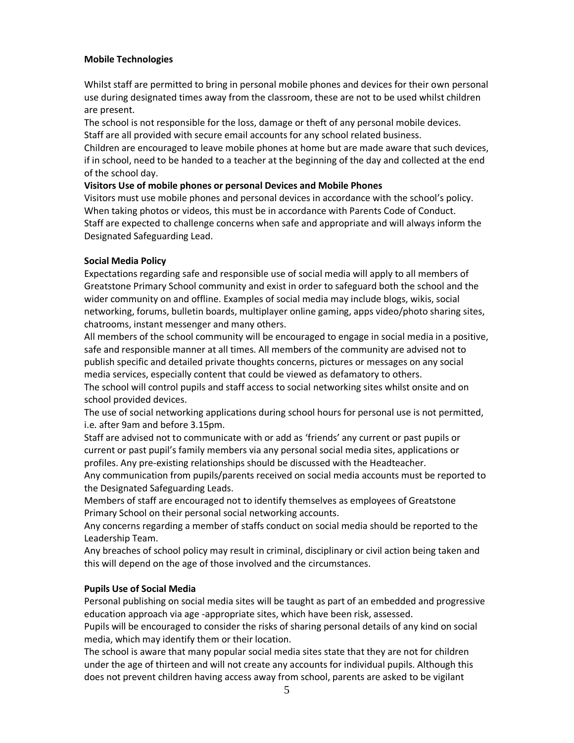**Mobile Technologies**

Whilst staff are permitted to bring in personal mobile phones and devices for their own personal use during designated times away from the classroom, these are not to be used whilst children are present.

The school is not responsible for the loss, damage or theft of any personal mobile devices.

Staff are all provided with secure email accounts for any school related business.

Children are encouraged to leave mobile phones at home but are made aware that such devices, if in school, need to be handed to a teacher at the beginning of the day and collected at the end of the school day.

**Visitors Use of mobile phones or personal Devices and Mobile Phones**

Visitors must use mobile phones and personal devices in accordance with the school's policy.

When taking photos or videos, this must be in accordance with Parents Code of Conduct.

Staff are expected to challenge concerns when safe and appropriate and will always inform the Designated Safeguarding Lead.

**Social Media Policy**

Expectations regarding safe and responsible use of social media will apply to all members of Greatstone Primary School community and exist in order to safeguard both the school and the wider community on and offline. Examples of social media may include blogs, wikis, social networking, forums, bulletin boards, multiplayer online gaming, apps video/photo sharing sites, chatrooms, instant messenger and many others.

All members of the school community will be encouraged to engage in social media in a positive, safe and responsible manner at all times. All members of the community are advised not to publish specific and detailed private thoughts concerns, pictures or messages on any social media services, especially content that could be viewed as defamatory to others.

The school will control pupils and staff access to social networking sites whilst onsite and on school provided devices.

The use of social networking applications during school hours for personal use is not permitted, i.e. after 9am and before 3.15pm.

Staff are advised not to communicate with or add as 'friends' any current or past pupils or current or past pupil's family members via any personal social media sites, applications or profiles. Any pre-existing relationships should be discussed with the Headteacher.

Any communication from pupils/parents received on social media accounts must be reported to the Designated Safeguarding Leads.

Members of staff are encouraged not to identify themselves as employees of Greatstone Primary School on their personal social networking accounts.

Any concerns regarding a member of staffs conduct on social media should be reported to the Leadership Team.

Any breaches of school policy may result in criminal, disciplinary or civil action being taken and this will depend on the age of those involved and the circumstances.

**Pupils Use of Social Media**

Personal publishing on social media sites will be taught as part of an embedded and progressive education approach via age -appropriate sites, which have been risk, assessed.

Pupils will be encouraged to consider the risks of sharing personal details of any kind on social media, which may identify them or their location.

The school is aware that many popular social media sites state that they are not for children under the age of thirteen and will not create any accounts for individual pupils. Although this does not prevent children having access away from school, parents are asked to be vigilant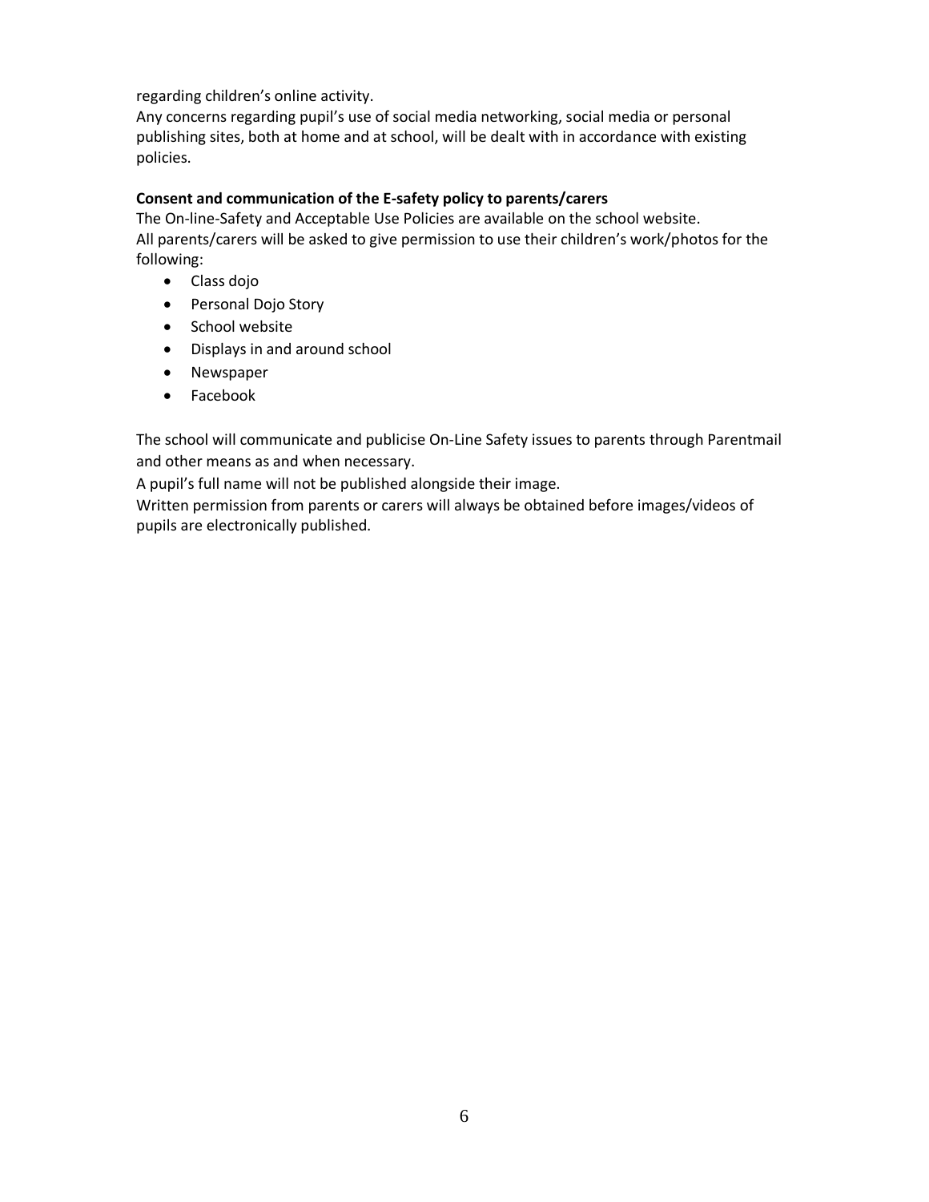regarding children's online activity.

Any concerns regarding pupil's use of social media networking, social media or personal publishing sites, both at home and at school, will be dealt with in accordance with existing policies.

**Consent and communication of the E-safety policy to parents/carers**

The On-line-Safety and Acceptable Use Policies are available on the school website.

All parents/carers will be asked to give permission to use their children's work/photos for the following:

- Class dojo
- Personal Dojo Story
- School website
- Displays in and around school
- Newspaper
- Facebook

The school will communicate and publicise On-Line Safety issues to parents through Parentmail and other means as and when necessary.

A pupil's full name will not be published alongside their image.

Written permission from parents or carers will always be obtained before images/videos of pupils are electronically published.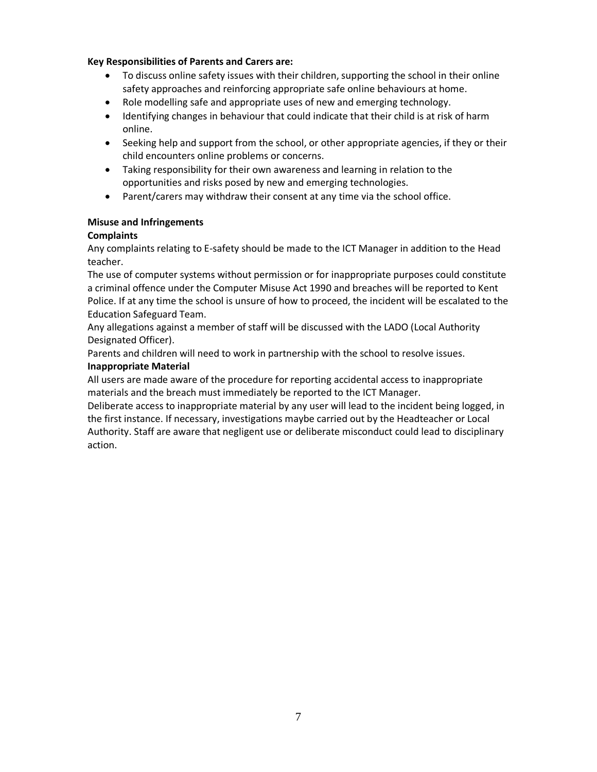**Key Responsibilities of Parents and Carers are:**

- To discuss online safety issues with their children, supporting the school in their online safety approaches and reinforcing appropriate safe online behaviours at home.
- Role modelling safe and appropriate uses of new and emerging technology.
- Identifying changes in behaviour that could indicate that their child is at risk of harm online.
- Seeking help and support from the school, or other appropriate agencies, if they or their child encounters online problems or concerns.
- Taking responsibility for their own awareness and learning in relation to the opportunities and risks posed by new and emerging technologies.
- Parent/carers may withdraw their consent at any time via the school office.

**Misuse and Infringements**

**Complaints**

Any complaints relating to E-safety should be made to the ICT Manager in addition to the Head teacher.

The use of computer systems without permission or for inappropriate purposes could constitute a criminal offence under the Computer Misuse Act 1990 and breaches will be reported to Kent Police. If at any time the school is unsure of how to proceed, the incident will be escalated to the Education Safeguard Team.

Any allegations against a member of staff will be discussed with the LADO (Local Authority Designated Officer).

Parents and children will need to work in partnership with the school to resolve issues.

**Inappropriate Material**

All users are made aware of the procedure for reporting accidental access to inappropriate materials and the breach must immediately be reported to the ICT Manager.

Deliberate access to inappropriate material by any user will lead to the incident being logged, in the first instance. If necessary, investigations maybe carried out by the Headteacher or Local Authority. Staff are aware that negligent use or deliberate misconduct could lead to disciplinary action.